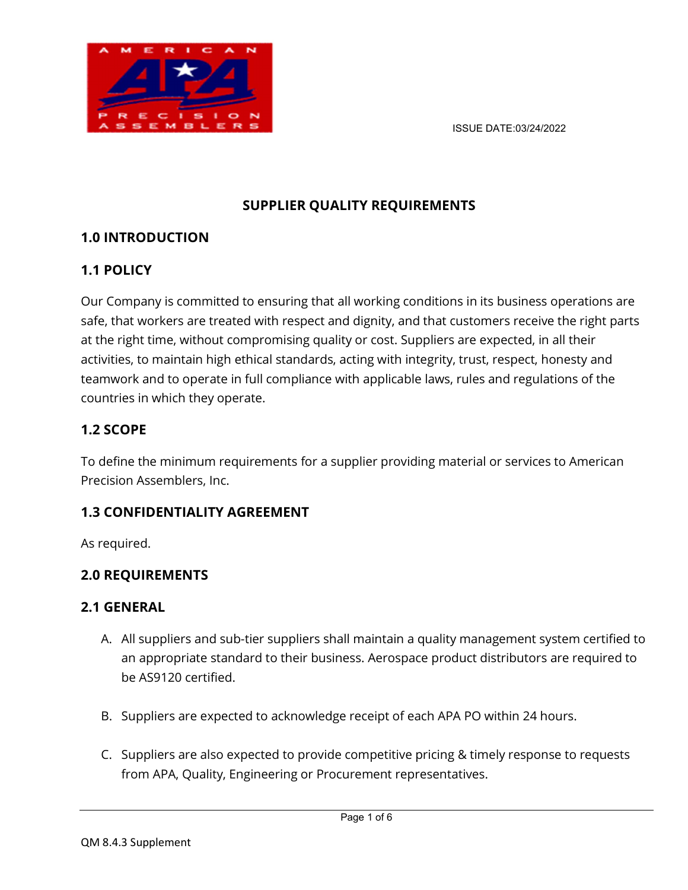ISSUE DATE:03/24/2022

# SUPPLIER QUALITY REQUIREMENTS

## 1.0 INTRODUCTION

### 1.1 POLICY

Our Company is committed to ensuring that all working conditions in its business operations are safe, that workers are treated with respect and dignity, and that customers receive the right parts at the right time, without compromising quality or cost. Suppliers are expected, in all their activities, to maintain high ethical standards, acting with integrity, trust, respect, honesty and teamwork and to operate in full compliance with applicable laws, rules and regulations of the countries in which they operate.

### 1.2 SCOPE

To define the minimum requirements for a supplier providing material or services to American Precision Assemblers, Inc.

### 1.3 CONFIDENTIALITY AGREEMENT

As required.

## 2.0 REQUIREMENTS

### 2.1 GENERAL

A. All suppliers and sub-tier suppliers shall maintain a quality management system certified to an appropriate standard to their business. Aerospace product distributors are required to be AS9120 certified.

B. Suppliers are expected to acknowledge receipt of each APA PO within 24 hours.

C. Suppliers are also expected to provide competitive pricing & timely response to requests from APA, Quality, Engineering or Procurement representatives.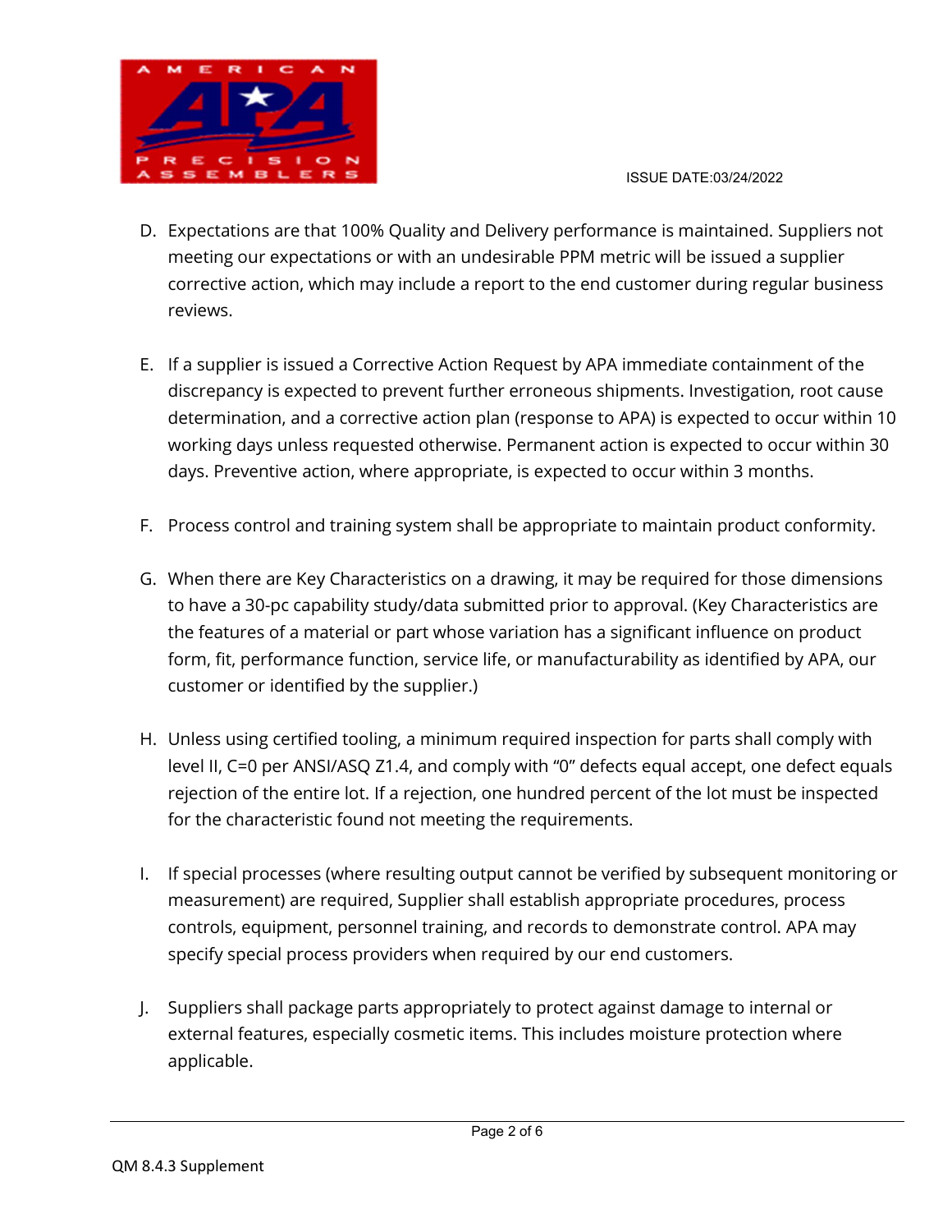D. Expectations are that 100% Quality and Delivery performance is maintained. Suppliers not meeting our expectations or with an undesirable PPM metric will be issued a supplier corrective action, which may include a report to the end customer during regular business reviews.

E. If a supplier is issued a Corrective Action Request by APA immediate containment of the discrepancy is expected to prevent further erroneous shipments. Investigation, root cause determination, and a corrective action plan (response to APA) is expected to occur within 10 working days unless requested otherwise. Permanent action is expected to occur within 30 days. Preventive action, where appropriate, is expected to occur within 3 months.

F. Process control and training system shall be appropriate to maintain product conformity.

G. When there are Key Characteristics on a drawing, it may be required for those dimensions to have a 30-pc capability study/data submitted prior to approval. (Key Characteristics are the features of a material or part whose variation has a significant influence on product form, fit, performance function, service life, or manufacturability as identified by APA, our customer or identified by the supplier.)

H. Unless using certified tooling, a minimum required inspection for parts shall comply with level II, C=0 per ANSI/ASQ Z1.4, and comply with "0" defects equal accept, one defect equals rejection of the entire lot. If a rejection, one hundred percent of the lot must be inspected for the characteristic found not meeting the requirements.

I. If special processes (where resulting output cannot be verified by subsequent monitoring or measurement) are required, Supplier shall establish appropriate procedures, process controls, equipment, personnel training, and records to demonstrate control. APA may specify special process providers when required by our end customers.

J. Suppliers shall package parts appropriately to protect against damage to internal or external features, especially cosmetic items. This includes moisture protection where applicable.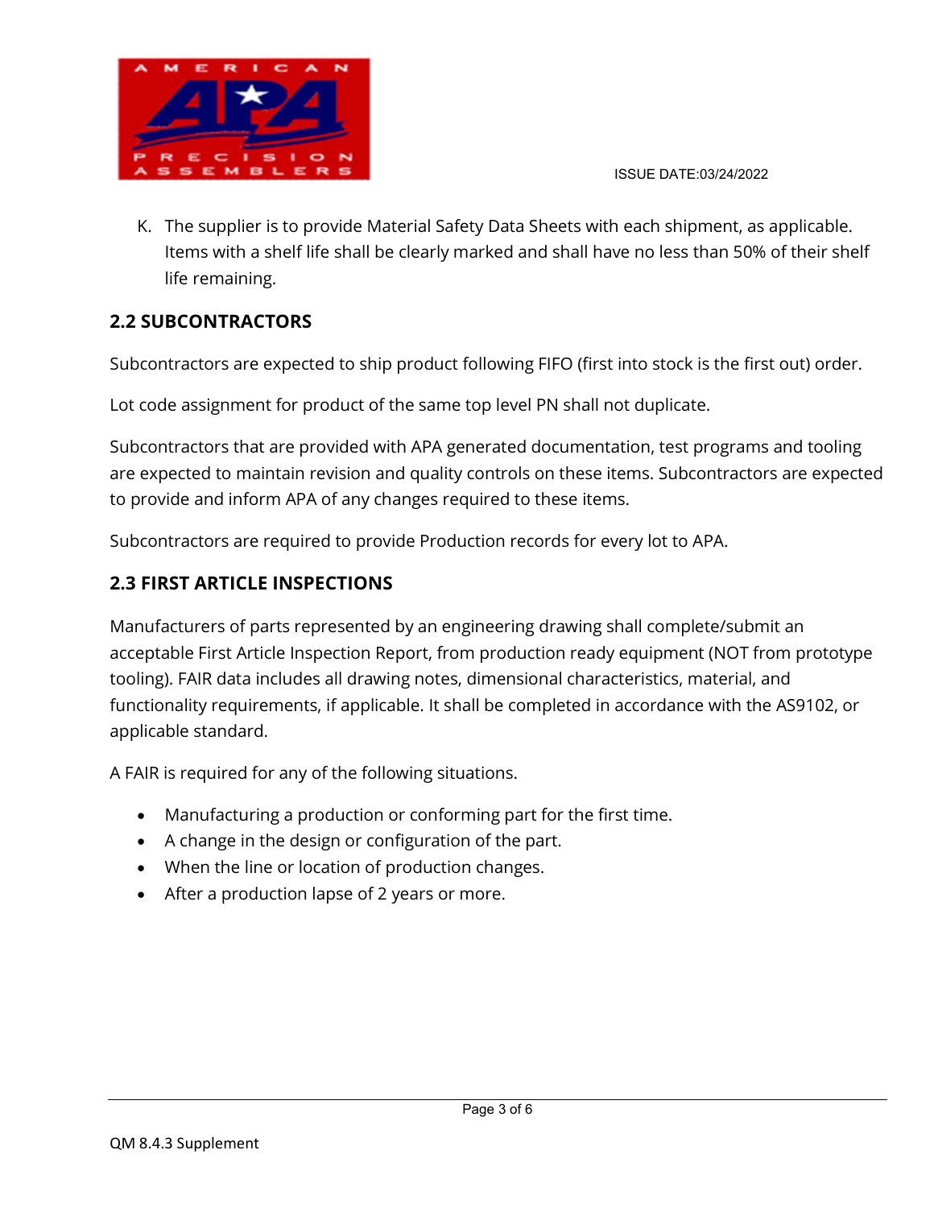K. The supplier is to provide Material Safety Data Sheets with each shipment, as applicable. Items with a shelf life shall be clearly marked and shall have no less than 50% of their shelf life remaining.

## 2.2 SUBCONTRACTORS

Subcontractors are expected to ship product following FIFO (first into stock is the first out) order.

Lot code assignment for product of the same top level PN shall not duplicate.

Subcontractors that are provided with APA generated documentation, test programs and tooling are expected to maintain revision and quality controls on these items. Subcontractors are expected to provide and inform APA of any changes required to these items.

Subcontractors are required to provide Production records for every lot to APA.

## 2.3 FIRST ARTICLE INSPECTIONS

Manufacturers of parts represented by an engineering drawing shall complete/submit an acceptable First Article Inspection Report, from production ready equipment (NOT from prototype tooling). FAIR data includes all drawing notes, dimensional characteristics, material, and functionality requirements, if applicable. It shall be completed in accordance with the AS9102, or applicable standard.

A FAIR is required for any of the following situations.

- Manufacturing a production or conforming part for the first time.
- A change in the design or configuration of the part.
- When the line or location of production changes.
- After a production lapse of 2 years or more.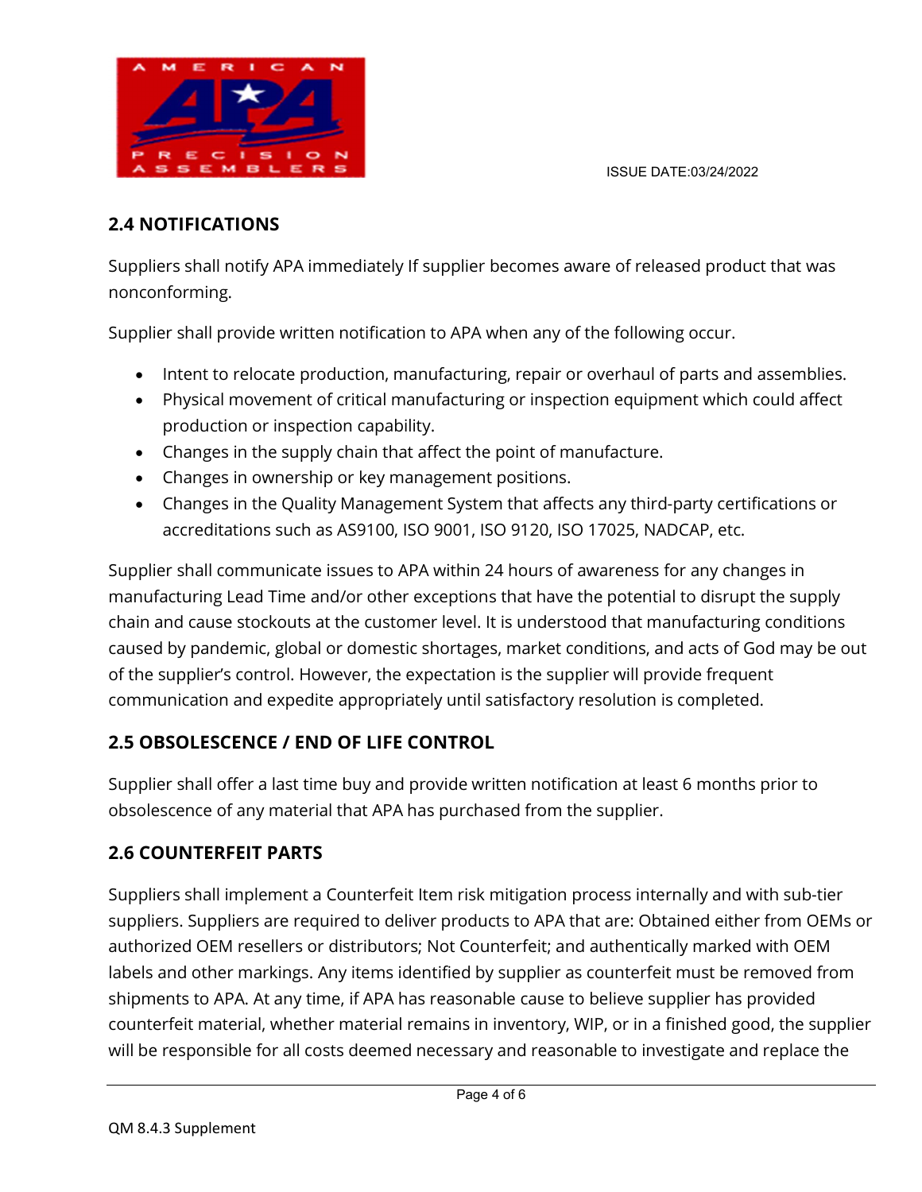## 2.4 NOTIFICATIONS

Suppliers shall notify APA immediately If supplier becomes aware of released product that was nonconforming.

Supplier shall provide written notification to APA when any of the following occur.

- Intent to relocate production, manufacturing, repair or overhaul of parts and assemblies.
- Physical movement of critical manufacturing or inspection equipment which could affect production or inspection capability.
- Changes in the supply chain that affect the point of manufacture.
- Changes in ownership or key management positions.
- Changes in the Quality Management System that affects any third-party certifications or accreditations such as AS9100, ISO 9001, ISO 9120, ISO 17025, NADCAP, etc.

Supplier shall communicate issues to APA within 24 hours of awareness for any changes in manufacturing Lead Time and/or other exceptions that have the potential to disrupt the supply chain and cause stockouts at the customer level. It is understood that manufacturing conditions caused by pandemic, global or domestic shortages, market conditions, and acts of God may be out of the supplier's control. However, the expectation is the supplier will provide frequent communication and expedite appropriately until satisfactory resolution is completed.

## 2.5 OBSOLESCENCE / END OF LIFE CONTROL

Supplier shall offer a last time buy and provide written notification at least 6 months prior to obsolescence of any material that APA has purchased from the supplier.

## 2.6 COUNTERFEIT PARTS

Suppliers shall implement a Counterfeit Item risk mitigation process internally and with sub-tier suppliers. Suppliers are required to deliver products to APA that are: Obtained either from OEMs or authorized OEM resellers or distributors; Not Counterfeit; and authentically marked with OEM labels and other markings. Any items identified by supplier as counterfeit must be removed from shipments to APA. At any time, if APA has reasonable cause to believe supplier has provided counterfeit material, whether material remains in inventory, WIP, or in a finished good, the supplier will be responsible for all costs deemed necessary and reasonable to investigate and replace the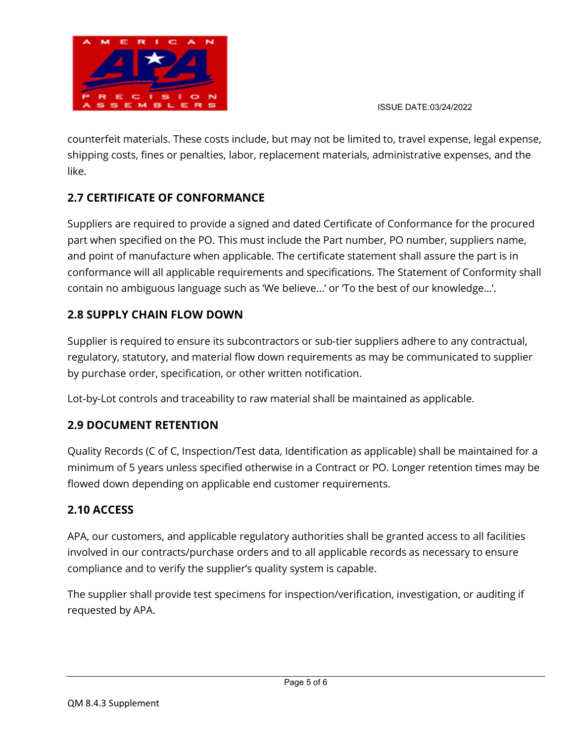counterfeit materials. These costs include, but may not be limited to, travel expense, legal expense, shipping costs, fines or penalties, labor, replacement materials, administrative expenses, and the like.

## 2.7 CERTIFICATE OF CONFORMANCE

Suppliers are required to provide a signed and dated Certificate of Conformance for the procured part when specified on the PO. This must include the Part number, PO number, suppliers name, and point of manufacture when applicable. The certificate statement shall assure the part is in conformance will all applicable requirements and specifications. The Statement of Conformity shall contain no ambiguous language such as 'We believe…' or 'To the best of our knowledge…'.

## 2.8 SUPPLY CHAIN FLOW DOWN

Supplier is required to ensure its subcontractors or sub-tier suppliers adhere to any contractual, regulatory, statutory, and material flow down requirements as may be communicated to supplier by purchase order, specification, or other written notification.

Lot-by-Lot controls and traceability to raw material shall be maintained as applicable.

## 2.9 DOCUMENT RETENTION

Quality Records (C of C, Inspection/Test data, Identification as applicable) shall be maintained for a minimum of 5 years unless specified otherwise in a Contract or PO. Longer retention times may be flowed down depending on applicable end customer requirements.

## 2.10 ACCESS

APA, our customers, and applicable regulatory authorities shall be granted access to all facilities involved in our contracts/purchase orders and to all applicable records as necessary to ensure compliance and to verify the supplier's quality system is capable.

The supplier shall provide test specimens for inspection/verification, investigation, or auditing if requested by APA.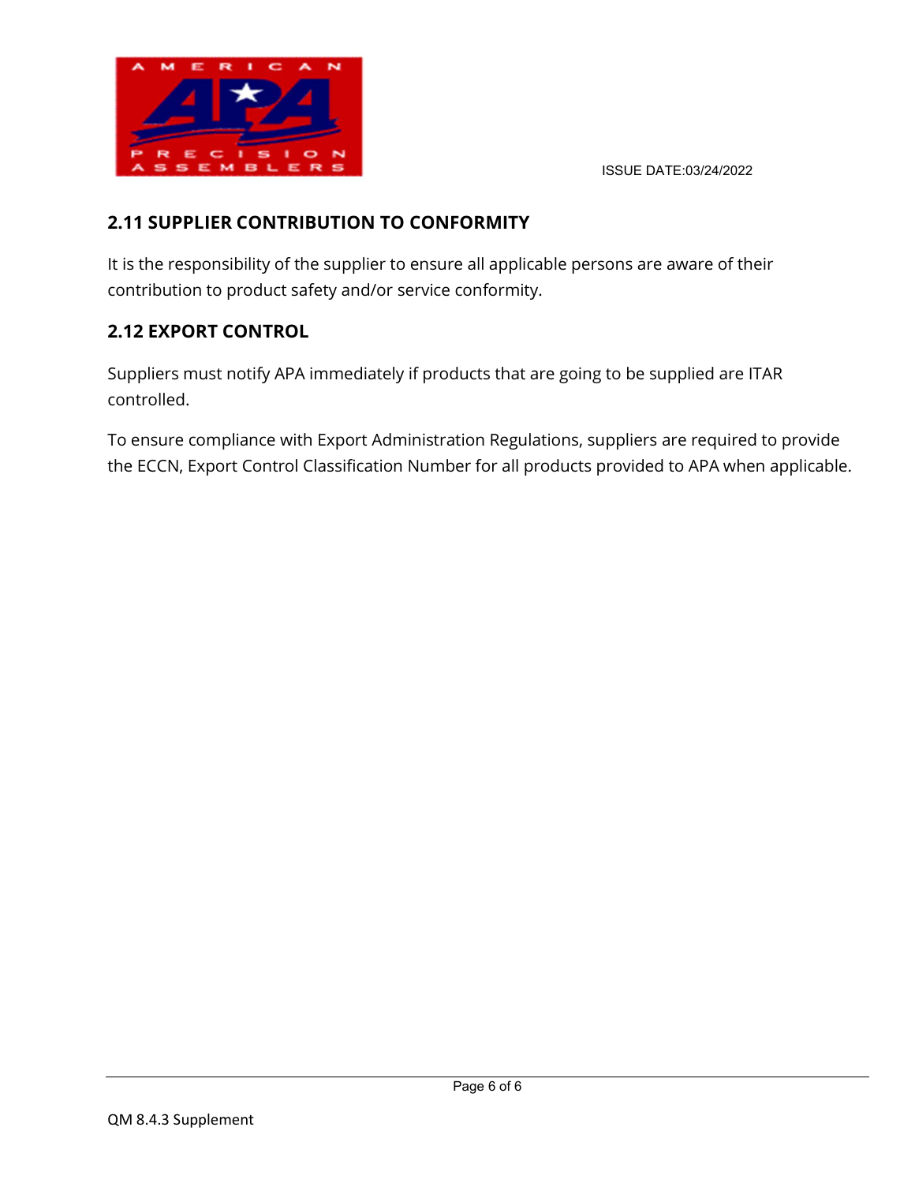## 2.11 SUPPLIER CONTRIBUTION TO CONFORMITY

It is the responsibility of the supplier to ensure all applicable persons are aware of their contribution to product safety and/or service conformity.

## 2.12 EXPORT CONTROL

Suppliers must notify APA immediately if products that are going to be supplied are ITAR controlled.

To ensure compliance with Export Administration Regulations, suppliers are required to provide the ECCN, Export Control Classification Number for all products provided to APA when applicable.